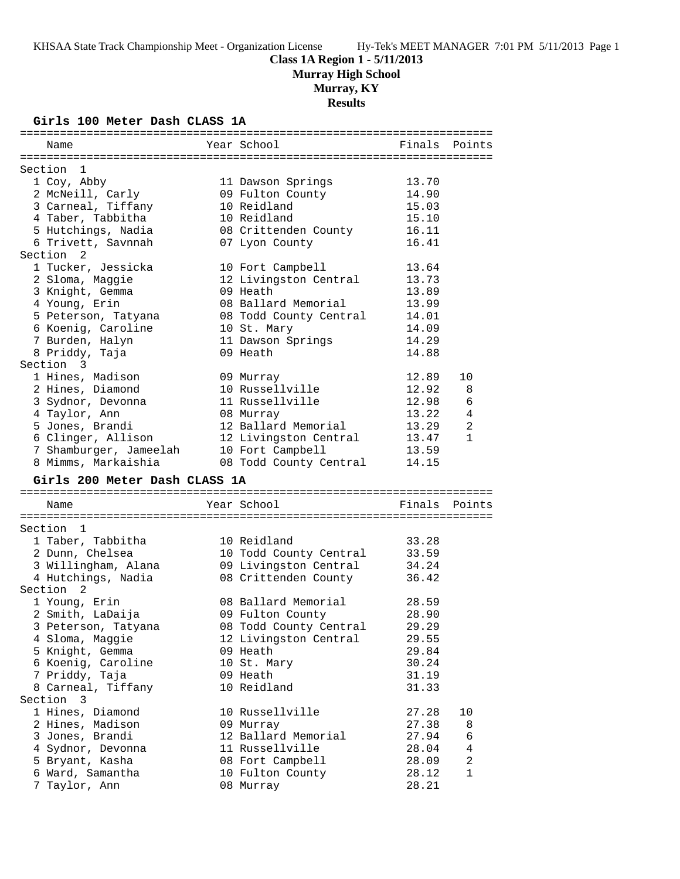# Class 1A Region 1 - 5/11/2013

**Murray High School**

**Murray, KY**

**Results**

## Girls 100 Meter Dash CLASS 1A

| Name | Year | School | Finals | Points |
|---|---|---|---|---|
| **Section 1** | | | | |
| 1 Coy, Abby | 11 | Dawson Springs | 13.70 | |
| 2 McNeill, Carly | 09 | Fulton County | 14.90 | |
| 3 Carneal, Tiffany | 10 | Reidland | 15.03 | |
| 4 Taber, Tabbitha | 10 | Reidland | 15.10 | |
| 5 Hutchings, Nadia | 08 | Crittenden County | 16.11 | |
| 6 Trivett, Savnnah | 07 | Lyon County | 16.41 | |
| **Section 2** | | | | |
| 1 Tucker, Jessicka | 10 | Fort Campbell | 13.64 | |
| 2 Sloma, Maggie | 12 | Livingston Central | 13.73 | |
| 3 Knight, Gemma | 09 | Heath | 13.89 | |
| 4 Young, Erin | 08 | Ballard Memorial | 13.99 | |
| 5 Peterson, Tatyana | 08 | Todd County Central | 14.01 | |
| 6 Koenig, Caroline | 10 | St. Mary | 14.09 | |
| 7 Burden, Halyn | 11 | Dawson Springs | 14.29 | |
| 8 Priddy, Taja | 09 | Heath | 14.88 | |
| **Section 3** | | | | |
| 1 Hines, Madison | 09 | Murray | 12.89 | 10 |
| 2 Hines, Diamond | 10 | Russellville | 12.92 | 8 |
| 3 Sydnor, Devonna | 11 | Russellville | 12.98 | 6 |
| 4 Taylor, Ann | 08 | Murray | 13.22 | 4 |
| 5 Jones, Brandi | 12 | Ballard Memorial | 13.29 | 2 |
| 6 Clinger, Allison | 12 | Livingston Central | 13.47 | 1 |
| 7 Shamburger, Jameelah | 10 | Fort Campbell | 13.59 | |
| 8 Mimms, Markaishia | 08 | Todd County Central | 14.15 | |

## Girls 200 Meter Dash CLASS 1A

| Name | Year | School | Finals | Points |
|---|---|---|---|---|
| **Section 1** | | | | |
| 1 Taber, Tabbitha | 10 | Reidland | 33.28 | |
| 2 Dunn, Chelsea | 10 | Todd County Central | 33.59 | |
| 3 Willingham, Alana | 09 | Livingston Central | 34.24 | |
| 4 Hutchings, Nadia | 08 | Crittenden County | 36.42 | |
| **Section 2** | | | | |
| 1 Young, Erin | 08 | Ballard Memorial | 28.59 | |
| 2 Smith, LaDaija | 09 | Fulton County | 28.90 | |
| 3 Peterson, Tatyana | 08 | Todd County Central | 29.29 | |
| 4 Sloma, Maggie | 12 | Livingston Central | 29.55 | |
| 5 Knight, Gemma | 09 | Heath | 29.84 | |
| 6 Koenig, Caroline | 10 | St. Mary | 30.24 | |
| 7 Priddy, Taja | 09 | Heath | 31.19 | |
| 8 Carneal, Tiffany | 10 | Reidland | 31.33 | |
| **Section 3** | | | | |
| 1 Hines, Diamond | 10 | Russellville | 27.28 | 10 |
| 2 Hines, Madison | 09 | Murray | 27.38 | 8 |
| 3 Jones, Brandi | 12 | Ballard Memorial | 27.94 | 6 |
| 4 Sydnor, Devonna | 11 | Russellville | 28.04 | 4 |
| 5 Bryant, Kasha | 08 | Fort Campbell | 28.09 | 2 |
| 6 Ward, Samantha | 10 | Fulton County | 28.12 | 1 |
| 7 Taylor, Ann | 08 | Murray | 28.21 | |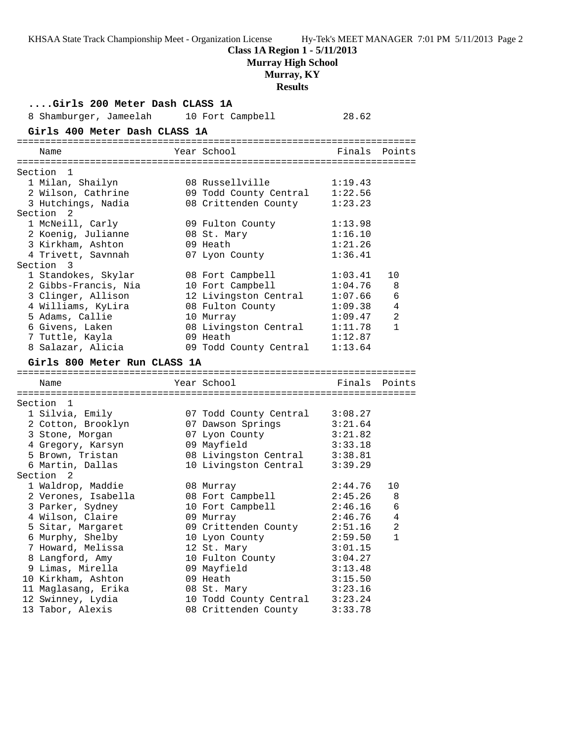## Class 1A Region 1 - 5/11/2013
### Murray High School
### Murray, KY
### Results

**....Girls 200 Meter Dash CLASS 1A**

| Name | Year | School | Finals | Points |
|---|---|---|---|---|
| 8 Shamburger, Jameelah | 10 | Fort Campbell | 28.62 | |

**Girls 400 Meter Dash CLASS 1A**

| Name | Year | School | Finals | Points |
|---|---|---|---|---|
| **Section 1** | | | | |
| 1 Milan, Shailyn | 08 | Russellville | 1:19.43 | |
| 2 Wilson, Cathrine | 09 | Todd County Central | 1:22.56 | |
| 3 Hutchings, Nadia | 08 | Crittenden County | 1:23.23 | |
| **Section 2** | | | | |
| 1 McNeill, Carly | 09 | Fulton County | 1:13.98 | |
| 2 Koenig, Julianne | 08 | St. Mary | 1:16.10 | |
| 3 Kirkham, Ashton | 09 | Heath | 1:21.26 | |
| 4 Trivett, Savnnah | 07 | Lyon County | 1:36.41 | |
| **Section 3** | | | | |
| 1 Standokes, Skylar | 08 | Fort Campbell | 1:03.41 | 10 |
| 2 Gibbs-Francis, Nia | 10 | Fort Campbell | 1:04.76 | 8 |
| 3 Clinger, Allison | 12 | Livingston Central | 1:07.66 | 6 |
| 4 Williams, KyLira | 08 | Fulton County | 1:09.38 | 4 |
| 5 Adams, Callie | 10 | Murray | 1:09.47 | 2 |
| 6 Givens, Laken | 08 | Livingston Central | 1:11.78 | 1 |
| 7 Tuttle, Kayla | 09 | Heath | 1:12.87 | |
| 8 Salazar, Alicia | 09 | Todd County Central | 1:13.64 | |

**Girls 800 Meter Run CLASS 1A**

| Name | Year | School | Finals | Points |
|---|---|---|---|---|
| **Section 1** | | | | |
| 1 Silvia, Emily | 07 | Todd County Central | 3:08.27 | |
| 2 Cotton, Brooklyn | 07 | Dawson Springs | 3:21.64 | |
| 3 Stone, Morgan | 07 | Lyon County | 3:21.82 | |
| 4 Gregory, Karsyn | 09 | Mayfield | 3:33.18 | |
| 5 Brown, Tristan | 08 | Livingston Central | 3:38.81 | |
| 6 Martin, Dallas | 10 | Livingston Central | 3:39.29 | |
| **Section 2** | | | | |
| 1 Waldrop, Maddie | 08 | Murray | 2:44.76 | 10 |
| 2 Verones, Isabella | 08 | Fort Campbell | 2:45.26 | 8 |
| 3 Parker, Sydney | 10 | Fort Campbell | 2:46.16 | 6 |
| 4 Wilson, Claire | 09 | Murray | 2:46.76 | 4 |
| 5 Sitar, Margaret | 09 | Crittenden County | 2:51.16 | 2 |
| 6 Murphy, Shelby | 10 | Lyon County | 2:59.50 | 1 |
| 7 Howard, Melissa | 12 | St. Mary | 3:01.15 | |
| 8 Langford, Amy | 10 | Fulton County | 3:04.27 | |
| 9 Limas, Mirella | 09 | Mayfield | 3:13.48 | |
| 10 Kirkham, Ashton | 09 | Heath | 3:15.50 | |
| 11 Maglasang, Erika | 08 | St. Mary | 3:23.16 | |
| 12 Swinney, Lydia | 10 | Todd County Central | 3:23.24 | |
| 13 Tabor, Alexis | 08 | Crittenden County | 3:33.78 | |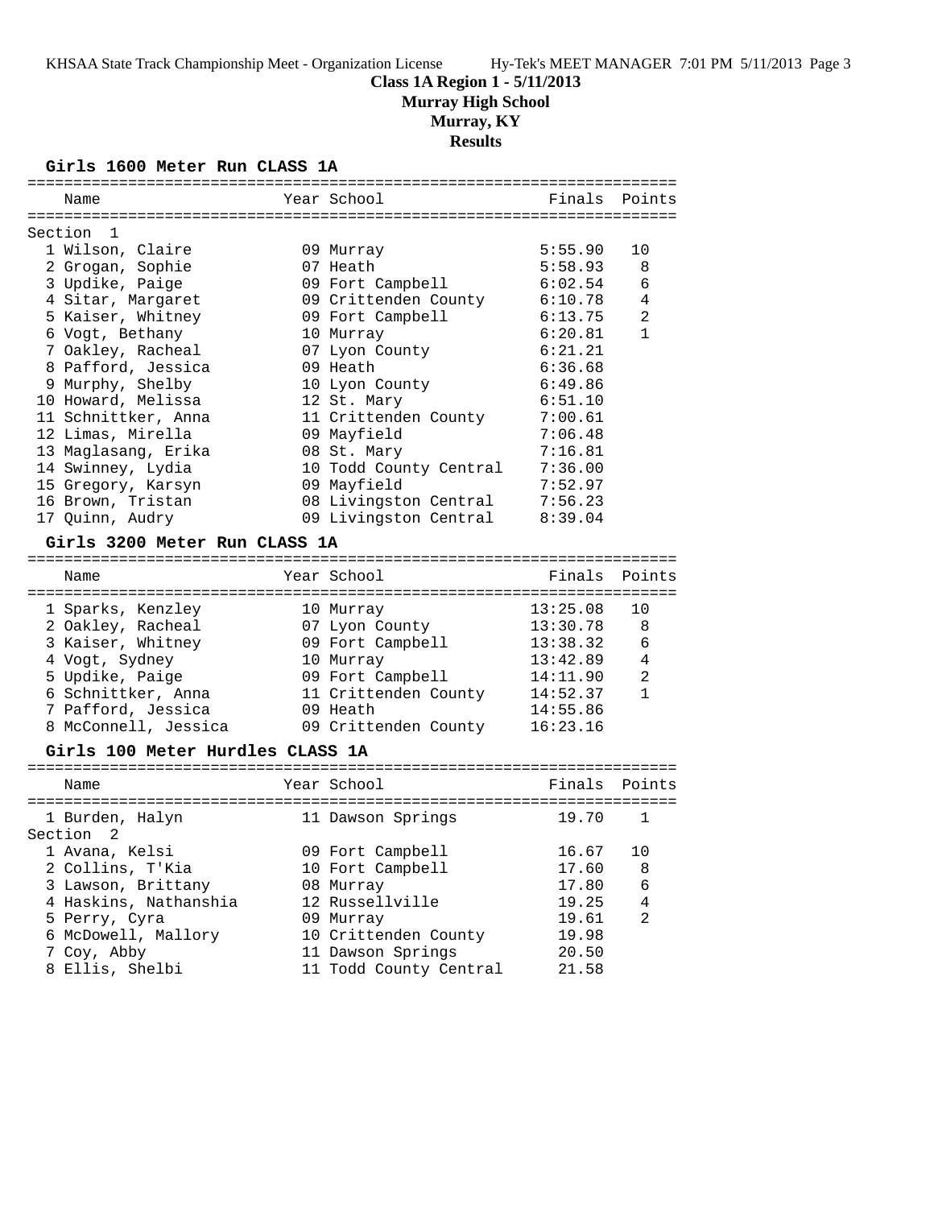**Class 1A Region 1 - 5/11/2013**
**Murray High School**
**Murray, KY**
**Results**

### Girls 1600 Meter Run CLASS 1A

| | Name | Year | School | Finals | Points |
|---|---|---|---|---|---|
| Section 1 | | | | | |
| 1 | Wilson, Claire | 09 | Murray | 5:55.90 | 10 |
| 2 | Grogan, Sophie | 07 | Heath | 5:58.93 | 8 |
| 3 | Updike, Paige | 09 | Fort Campbell | 6:02.54 | 6 |
| 4 | Sitar, Margaret | 09 | Crittenden County | 6:10.78 | 4 |
| 5 | Kaiser, Whitney | 09 | Fort Campbell | 6:13.75 | 2 |
| 6 | Vogt, Bethany | 10 | Murray | 6:20.81 | 1 |
| 7 | Oakley, Racheal | 07 | Lyon County | 6:21.21 | |
| 8 | Pafford, Jessica | 09 | Heath | 6:36.68 | |
| 9 | Murphy, Shelby | 10 | Lyon County | 6:49.86 | |
| 10 | Howard, Melissa | 12 | St. Mary | 6:51.10 | |
| 11 | Schnittker, Anna | 11 | Crittenden County | 7:00.61 | |
| 12 | Limas, Mirella | 09 | Mayfield | 7:06.48 | |
| 13 | Maglasang, Erika | 08 | St. Mary | 7:16.81 | |
| 14 | Swinney, Lydia | 10 | Todd County Central | 7:36.00 | |
| 15 | Gregory, Karsyn | 09 | Mayfield | 7:52.97 | |
| 16 | Brown, Tristan | 08 | Livingston Central | 7:56.23 | |
| 17 | Quinn, Audry | 09 | Livingston Central | 8:39.04 | |

### Girls 3200 Meter Run CLASS 1A

| | Name | Year | School | Finals | Points |
|---|---|---|---|---|---|
| 1 | Sparks, Kenzley | 10 | Murray | 13:25.08 | 10 |
| 2 | Oakley, Racheal | 07 | Lyon County | 13:30.78 | 8 |
| 3 | Kaiser, Whitney | 09 | Fort Campbell | 13:38.32 | 6 |
| 4 | Vogt, Sydney | 10 | Murray | 13:42.89 | 4 |
| 5 | Updike, Paige | 09 | Fort Campbell | 14:11.90 | 2 |
| 6 | Schnittker, Anna | 11 | Crittenden County | 14:52.37 | 1 |
| 7 | Pafford, Jessica | 09 | Heath | 14:55.86 | |
| 8 | McConnell, Jessica | 09 | Crittenden County | 16:23.16 | |

### Girls 100 Meter Hurdles CLASS 1A

| | Name | Year | School | Finals | Points |
|---|---|---|---|---|---|
| 1 | Burden, Halyn | 11 | Dawson Springs | 19.70 | 1 |
| Section 2 | | | | | |
| 1 | Avana, Kelsi | 09 | Fort Campbell | 16.67 | 10 |
| 2 | Collins, T'Kia | 10 | Fort Campbell | 17.60 | 8 |
| 3 | Lawson, Brittany | 08 | Murray | 17.80 | 6 |
| 4 | Haskins, Nathanshia | 12 | Russellville | 19.25 | 4 |
| 5 | Perry, Cyra | 09 | Murray | 19.61 | 2 |
| 6 | McDowell, Mallory | 10 | Crittenden County | 19.98 | |
| 7 | Coy, Abby | 11 | Dawson Springs | 20.50 | |
| 8 | Ellis, Shelbi | 11 | Todd County Central | 21.58 | |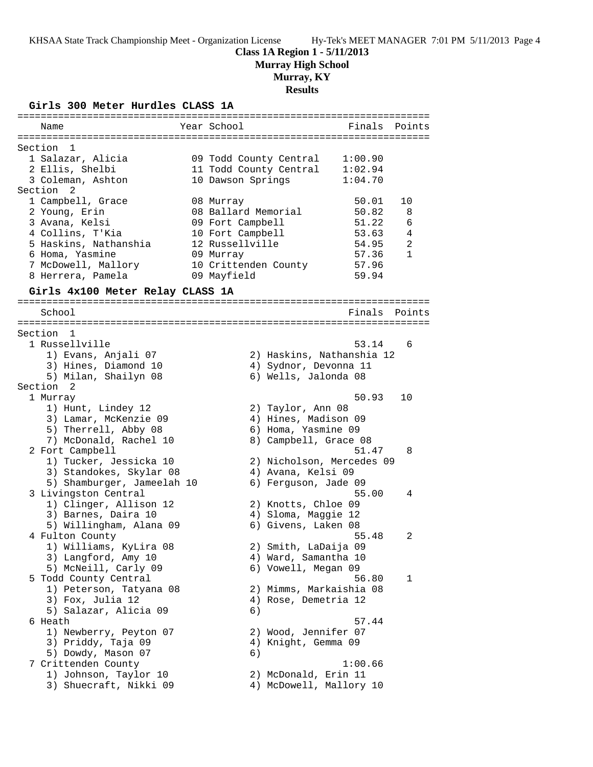**Class 1A Region 1 - 5/11/2013**

**Murray High School**

**Murray, KY**

**Results**

## Girls 300 Meter Hurdles CLASS 1A

| Name | Year | School | Finals | Points |
|---|---|---|---|---|
| **Section 1** | | | | |
| 1 Salazar, Alicia | 09 | Todd County Central | 1:00.90 | |
| 2 Ellis, Shelbi | 11 | Todd County Central | 1:02.94 | |
| 3 Coleman, Ashton | 10 | Dawson Springs | 1:04.70 | |
| **Section 2** | | | | |
| 1 Campbell, Grace | 08 | Murray | 50.01 | 10 |
| 2 Young, Erin | 08 | Ballard Memorial | 50.82 | 8 |
| 3 Avana, Kelsi | 09 | Fort Campbell | 51.22 | 6 |
| 4 Collins, T'Kia | 10 | Fort Campbell | 53.63 | 4 |
| 5 Haskins, Nathanshia | 12 | Russellville | 54.95 | 2 |
| 6 Homa, Yasmine | 09 | Murray | 57.36 | 1 |
| 7 McDowell, Mallory | 10 | Crittenden County | 57.96 | |
| 8 Herrera, Pamela | 09 | Mayfield | 59.94 | |

## Girls 4x100 Meter Relay CLASS 1A

| School | Finals | Points |
|---|---|---|
| **Section 1** | | |
| 1 Russellville | 53.14 | 6 |
| 1) Evans, Anjali 07; 2) Haskins, Nathanshia 12; 3) Hines, Diamond 10; 4) Sydnor, Devonna 11; 5) Milan, Shailyn 08; 6) Wells, Jalonda 08 | | |
| **Section 2** | | |
| 1 Murray | 50.93 | 10 |
| 1) Hunt, Lindey 12; 2) Taylor, Ann 08; 3) Lamar, McKenzie 09; 4) Hines, Madison 09; 5) Therrell, Abby 08; 6) Homa, Yasmine 09; 7) McDonald, Rachel 10; 8) Campbell, Grace 08 | | |
| 2 Fort Campbell | 51.47 | 8 |
| 1) Tucker, Jessicka 10; 2) Nicholson, Mercedes 09; 3) Standokes, Skylar 08; 4) Avana, Kelsi 09; 5) Shamburger, Jameelah 10; 6) Ferguson, Jade 09 | | |
| 3 Livingston Central | 55.00 | 4 |
| 1) Clinger, Allison 12; 2) Knotts, Chloe 09; 3) Barnes, Daira 10; 4) Sloma, Maggie 12; 5) Willingham, Alana 09; 6) Givens, Laken 08 | | |
| 4 Fulton County | 55.48 | 2 |
| 1) Williams, KyLira 08; 2) Smith, LaDaija 09; 3) Langford, Amy 10; 4) Ward, Samantha 10; 5) McNeill, Carly 09; 6) Vowell, Megan 09 | | |
| 5 Todd County Central | 56.80 | 1 |
| 1) Peterson, Tatyana 08; 2) Mimms, Markaishia 08; 3) Fox, Julia 12; 4) Rose, Demetria 12; 5) Salazar, Alicia 09; 6) | | |
| 6 Heath | 57.44 | |
| 1) Newberry, Peyton 07; 2) Wood, Jennifer 07; 3) Priddy, Taja 09; 4) Knight, Gemma 09; 5) Dowdy, Mason 07; 6) | | |
| 7 Crittenden County | 1:00.66 | |
| 1) Johnson, Taylor 10; 2) McDonald, Erin 11; 3) Shuecraft, Nikki 09; 4) McDowell, Mallory 10 | | |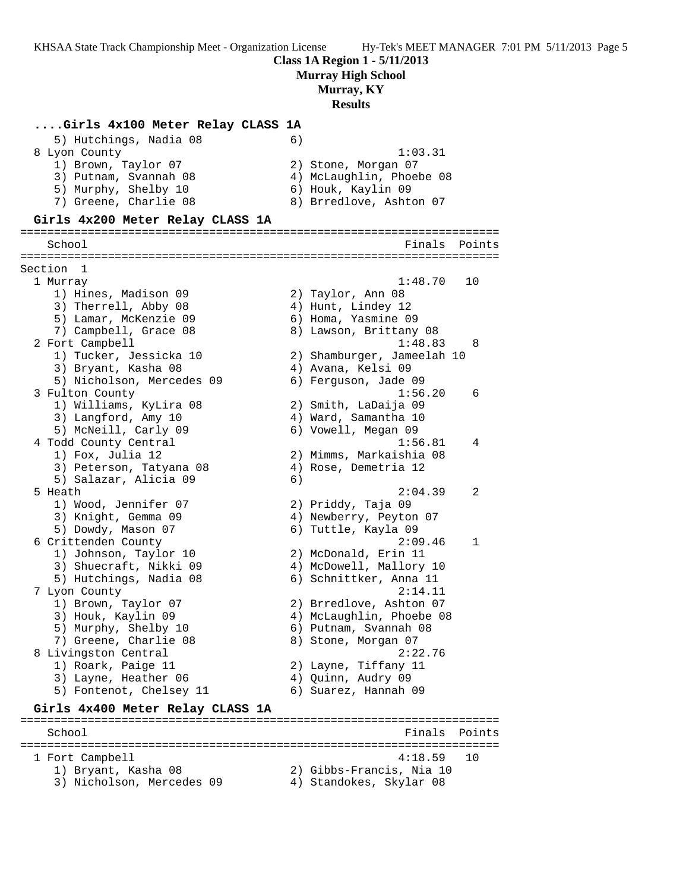**Class 1A Region 1 - 5/11/2013**
**Murray High School**
**Murray, KY**
**Results**

### ....Girls 4x100 Meter Relay CLASS 1A

```
    5) Hutchings, Nadia 08            6)
  8 Lyon County                                   1:03.31
    1) Brown, Taylor 07               2) Stone, Morgan 07
    3) Putnam, Svannah 08             4) McLaughlin, Phoebe 08
    5) Murphy, Shelby 10              6) Houk, Kaylin 09
    7) Greene, Charlie 08             8) Brredlove, Ashton 07
```

### Girls 4x200 Meter Relay CLASS 1A

```
=======================================================================
    School                                            Finals  Points
=======================================================================
Section  1
  1 Murray                                        1:48.70   10
    1) Hines, Madison 09              2) Taylor, Ann 08
    3) Therrell, Abby 08              4) Hunt, Lindey 12
    5) Lamar, McKenzie 09             6) Homa, Yasmine 09
    7) Campbell, Grace 08             8) Lawson, Brittany 08
  2 Fort Campbell                                 1:48.83    8
    1) Tucker, Jessicka 10            2) Shamburger, Jameelah 10
    3) Bryant, Kasha 08               4) Avana, Kelsi 09
    5) Nicholson, Mercedes 09         6) Ferguson, Jade 09
  3 Fulton County                                 1:56.20    6
    1) Williams, KyLira 08            2) Smith, LaDaija 09
    3) Langford, Amy 10               4) Ward, Samantha 10
    5) McNeill, Carly 09              6) Vowell, Megan 09
  4 Todd County Central                           1:56.81    4
    1) Fox, Julia 12                  2) Mimms, Markaishia 08
    3) Peterson, Tatyana 08           4) Rose, Demetria 12
    5) Salazar, Alicia 09             6)
  5 Heath                                         2:04.39    2
    1) Wood, Jennifer 07              2) Priddy, Taja 09
    3) Knight, Gemma 09               4) Newberry, Peyton 07
    5) Dowdy, Mason 07                6) Tuttle, Kayla 09
  6 Crittenden County                             2:09.46    1
    1) Johnson, Taylor 10             2) McDonald, Erin 11
    3) Shuecraft, Nikki 09            4) McDowell, Mallory 10
    5) Hutchings, Nadia 08            6) Schnittker, Anna 11
  7 Lyon County                                   2:14.11
    1) Brown, Taylor 07               2) Brredlove, Ashton 07
    3) Houk, Kaylin 09                4) McLaughlin, Phoebe 08
    5) Murphy, Shelby 10              6) Putnam, Svannah 08
    7) Greene, Charlie 08             8) Stone, Morgan 07
  8 Livingston Central                            2:22.76
    1) Roark, Paige 11                2) Layne, Tiffany 11
    3) Layne, Heather 06              4) Quinn, Audry 09
    5) Fontenot, Chelsey 11           6) Suarez, Hannah 09
```

### Girls 4x400 Meter Relay CLASS 1A

```
=======================================================================
    School                                            Finals  Points
=======================================================================
  1 Fort Campbell                                 4:18.59   10
    1) Bryant, Kasha 08               2) Gibbs-Francis, Nia 10
    3) Nicholson, Mercedes 09         4) Standokes, Skylar 08
```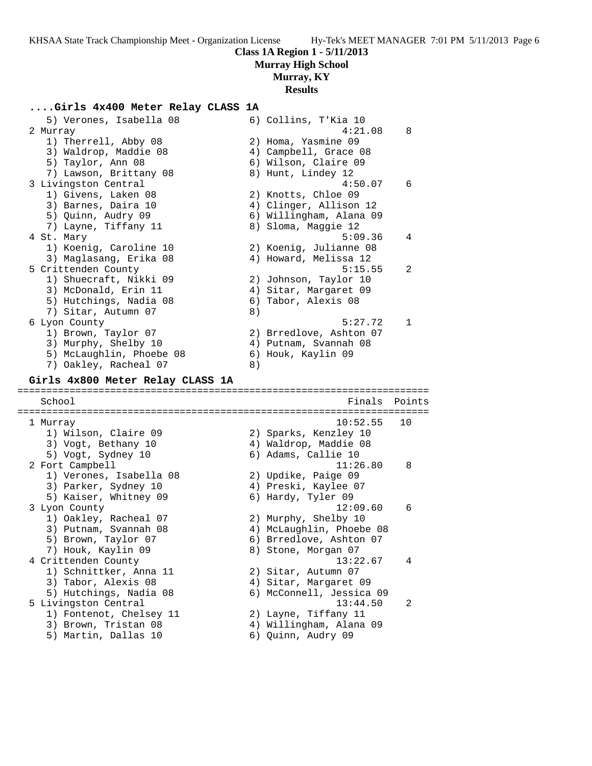**Class 1A Region 1 - 5/11/2013**
**Murray High School**
**Murray, KY**
**Results**

### ....Girls 4x400 Meter Relay CLASS 1A

```
   5) Verones, Isabella 08            6) Collins, T'Kia 10
 2 Murray                                           4:21.08    8
   1) Therrell, Abby 08               2) Homa, Yasmine 09
   3) Waldrop, Maddie 08              4) Campbell, Grace 08
   5) Taylor, Ann 08                  6) Wilson, Claire 09
   7) Lawson, Brittany 08             8) Hunt, Lindey 12
 3 Livingston Central                               4:50.07    6
   1) Givens, Laken 08                2) Knotts, Chloe 09
   3) Barnes, Daira 10                4) Clinger, Allison 12
   5) Quinn, Audry 09                 6) Willingham, Alana 09
   7) Layne, Tiffany 11               8) Sloma, Maggie 12
 4 St. Mary                                         5:09.36    4
   1) Koenig, Caroline 10             2) Koenig, Julianne 08
   3) Maglasang, Erika 08             4) Howard, Melissa 12
 5 Crittenden County                                5:15.55    2
   1) Shuecraft, Nikki 09             2) Johnson, Taylor 10
   3) McDonald, Erin 11               4) Sitar, Margaret 09
   5) Hutchings, Nadia 08             6) Tabor, Alexis 08
   7) Sitar, Autumn 07                8)
 6 Lyon County                                      5:27.72    1
   1) Brown, Taylor 07                2) Brredlove, Ashton 07
   3) Murphy, Shelby 10               4) Putnam, Svannah 08
   5) McLaughlin, Phoebe 08           6) Houk, Kaylin 09
   7) Oakley, Racheal 07              8)
```

### Girls 4x800 Meter Relay CLASS 1A

```
=======================================================================
    School                                            Finals  Points
=======================================================================
  1 Murray                                          10:52.55   10
     1) Wilson, Claire 09               2) Sparks, Kenzley 10
     3) Vogt, Bethany 10                4) Waldrop, Maddie 08
     5) Vogt, Sydney 10                 6) Adams, Callie 10
  2 Fort Campbell                                   11:26.80    8
     1) Verones, Isabella 08            2) Updike, Paige 09
     3) Parker, Sydney 10               4) Preski, Kaylee 07
     5) Kaiser, Whitney 09              6) Hardy, Tyler 09
  3 Lyon County                                     12:09.60    6
     1) Oakley, Racheal 07              2) Murphy, Shelby 10
     3) Putnam, Svannah 08              4) McLaughlin, Phoebe 08
     5) Brown, Taylor 07                6) Brredlove, Ashton 07
     7) Houk, Kaylin 09                 8) Stone, Morgan 07
  4 Crittenden County                               13:22.67    4
     1) Schnittker, Anna 11             2) Sitar, Autumn 07
     3) Tabor, Alexis 08                4) Sitar, Margaret 09
     5) Hutchings, Nadia 08             6) McConnell, Jessica 09
  5 Livingston Central                              13:44.50    2
     1) Fontenot, Chelsey 11            2) Layne, Tiffany 11
     3) Brown, Tristan 08               4) Willingham, Alana 09
     5) Martin, Dallas 10               6) Quinn, Audry 09
```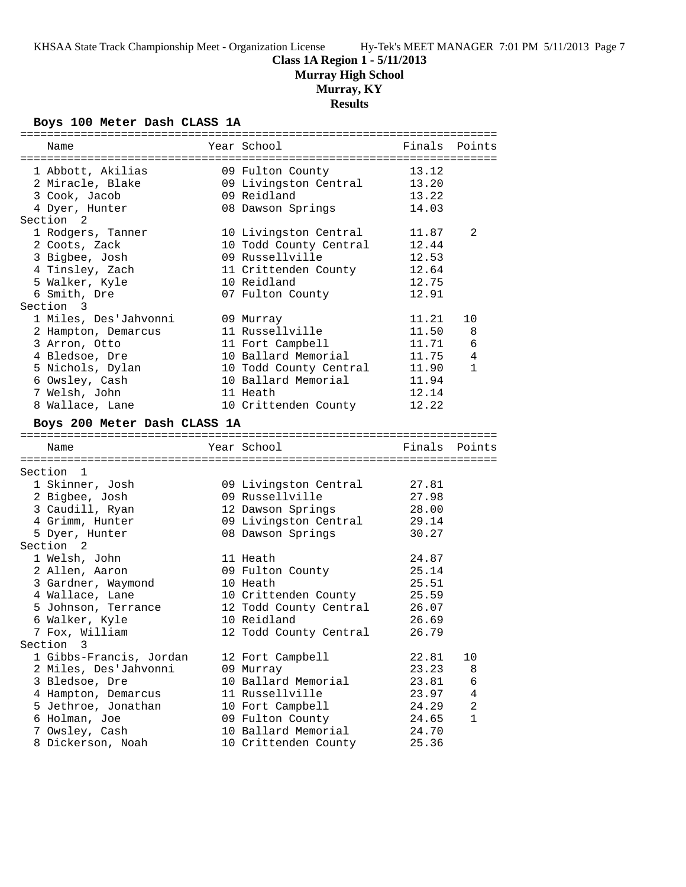**Class 1A Region 1 - 5/11/2013**
**Murray High School**
**Murray, KY**
**Results**

### Boys 100 Meter Dash CLASS 1A

| Name | Year | School | Finals | Points |
|---|---|---|---|---|
| 1 Abbott, Akilias | 09 | Fulton County | 13.12 | |
| 2 Miracle, Blake | 09 | Livingston Central | 13.20 | |
| 3 Cook, Jacob | 09 | Reidland | 13.22 | |
| 4 Dyer, Hunter | 08 | Dawson Springs | 14.03 | |
| Section 2 | | | | |
| 1 Rodgers, Tanner | 10 | Livingston Central | 11.87 | 2 |
| 2 Coots, Zack | 10 | Todd County Central | 12.44 | |
| 3 Bigbee, Josh | 09 | Russellville | 12.53 | |
| 4 Tinsley, Zach | 11 | Crittenden County | 12.64 | |
| 5 Walker, Kyle | 10 | Reidland | 12.75 | |
| 6 Smith, Dre | 07 | Fulton County | 12.91 | |
| Section 3 | | | | |
| 1 Miles, Des'Jahvonni | 09 | Murray | 11.21 | 10 |
| 2 Hampton, Demarcus | 11 | Russellville | 11.50 | 8 |
| 3 Arron, Otto | 11 | Fort Campbell | 11.71 | 6 |
| 4 Bledsoe, Dre | 10 | Ballard Memorial | 11.75 | 4 |
| 5 Nichols, Dylan | 10 | Todd County Central | 11.90 | 1 |
| 6 Owsley, Cash | 10 | Ballard Memorial | 11.94 | |
| 7 Welsh, John | 11 | Heath | 12.14 | |
| 8 Wallace, Lane | 10 | Crittenden County | 12.22 | |

### Boys 200 Meter Dash CLASS 1A

| Name | Year | School | Finals | Points |
|---|---|---|---|---|
| Section 1 | | | | |
| 1 Skinner, Josh | 09 | Livingston Central | 27.81 | |
| 2 Bigbee, Josh | 09 | Russellville | 27.98 | |
| 3 Caudill, Ryan | 12 | Dawson Springs | 28.00 | |
| 4 Grimm, Hunter | 09 | Livingston Central | 29.14 | |
| 5 Dyer, Hunter | 08 | Dawson Springs | 30.27 | |
| Section 2 | | | | |
| 1 Welsh, John | 11 | Heath | 24.87 | |
| 2 Allen, Aaron | 09 | Fulton County | 25.14 | |
| 3 Gardner, Waymond | 10 | Heath | 25.51 | |
| 4 Wallace, Lane | 10 | Crittenden County | 25.59 | |
| 5 Johnson, Terrance | 12 | Todd County Central | 26.07 | |
| 6 Walker, Kyle | 10 | Reidland | 26.69 | |
| 7 Fox, William | 12 | Todd County Central | 26.79 | |
| Section 3 | | | | |
| 1 Gibbs-Francis, Jordan | 12 | Fort Campbell | 22.81 | 10 |
| 2 Miles, Des'Jahvonni | 09 | Murray | 23.23 | 8 |
| 3 Bledsoe, Dre | 10 | Ballard Memorial | 23.81 | 6 |
| 4 Hampton, Demarcus | 11 | Russellville | 23.97 | 4 |
| 5 Jethroe, Jonathan | 10 | Fort Campbell | 24.29 | 2 |
| 6 Holman, Joe | 09 | Fulton County | 24.65 | 1 |
| 7 Owsley, Cash | 10 | Ballard Memorial | 24.70 | |
| 8 Dickerson, Noah | 10 | Crittenden County | 25.36 | |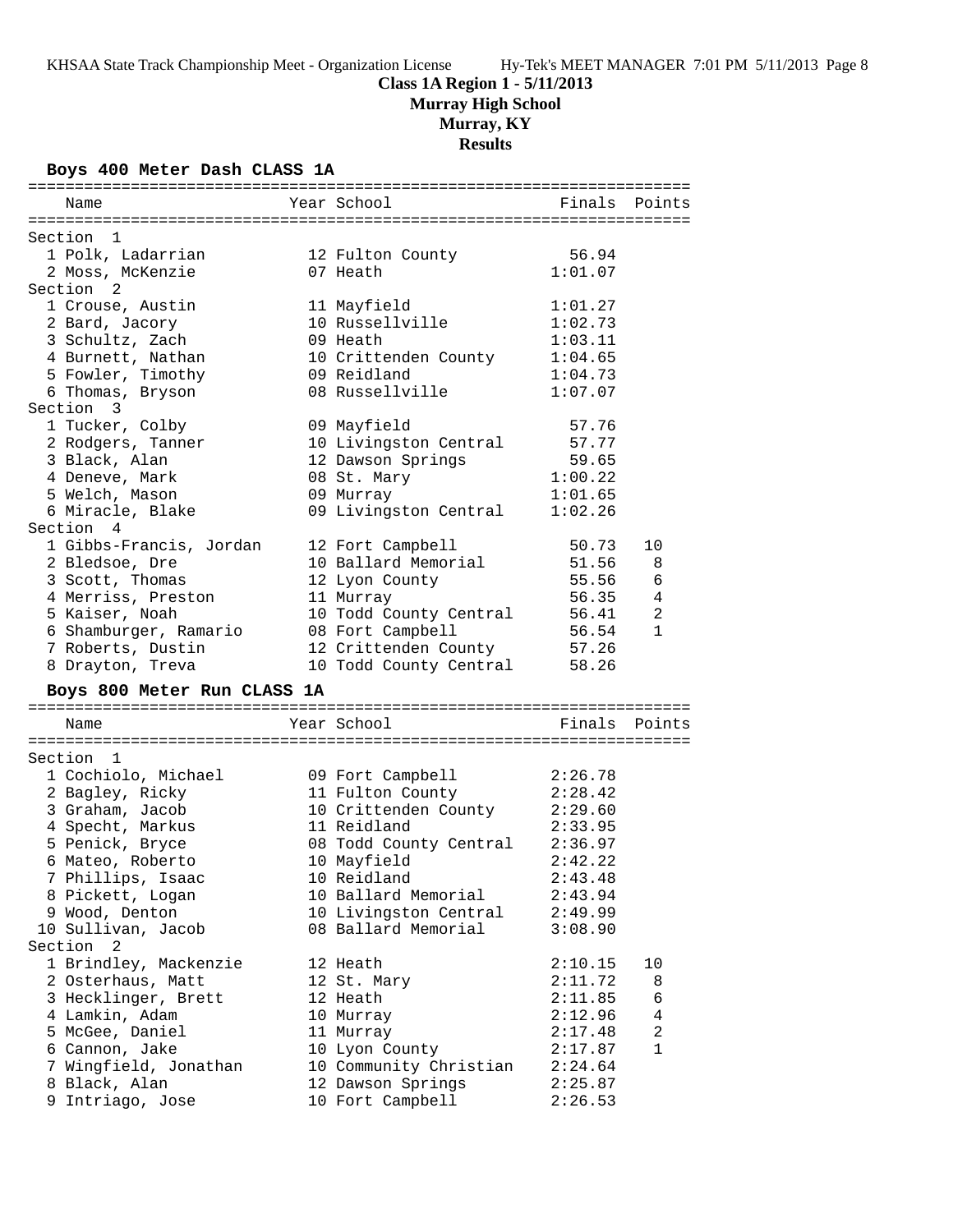# Class 1A Region 1 - 5/11/2013

## Murray High School

## Murray, KY

## Results

### Boys 400 Meter Dash CLASS 1A

| Name | Year | School | Finals | Points |
|---|---|---|---|---|
| **Section 1** | | | | |
| 1 Polk, Ladarrian | 12 | Fulton County | 56.94 | |
| 2 Moss, McKenzie | 07 | Heath | 1:01.07 | |
| **Section 2** | | | | |
| 1 Crouse, Austin | 11 | Mayfield | 1:01.27 | |
| 2 Bard, Jacory | 10 | Russellville | 1:02.73 | |
| 3 Schultz, Zach | 09 | Heath | 1:03.11 | |
| 4 Burnett, Nathan | 10 | Crittenden County | 1:04.65 | |
| 5 Fowler, Timothy | 09 | Reidland | 1:04.73 | |
| 6 Thomas, Bryson | 08 | Russellville | 1:07.07 | |
| **Section 3** | | | | |
| 1 Tucker, Colby | 09 | Mayfield | 57.76 | |
| 2 Rodgers, Tanner | 10 | Livingston Central | 57.77 | |
| 3 Black, Alan | 12 | Dawson Springs | 59.65 | |
| 4 Deneve, Mark | 08 | St. Mary | 1:00.22 | |
| 5 Welch, Mason | 09 | Murray | 1:01.65 | |
| 6 Miracle, Blake | 09 | Livingston Central | 1:02.26 | |
| **Section 4** | | | | |
| 1 Gibbs-Francis, Jordan | 12 | Fort Campbell | 50.73 | 10 |
| 2 Bledsoe, Dre | 10 | Ballard Memorial | 51.56 | 8 |
| 3 Scott, Thomas | 12 | Lyon County | 55.56 | 6 |
| 4 Merriss, Preston | 11 | Murray | 56.35 | 4 |
| 5 Kaiser, Noah | 10 | Todd County Central | 56.41 | 2 |
| 6 Shamburger, Ramario | 08 | Fort Campbell | 56.54 | 1 |
| 7 Roberts, Dustin | 12 | Crittenden County | 57.26 | |
| 8 Drayton, Treva | 10 | Todd County Central | 58.26 | |

### Boys 800 Meter Run CLASS 1A

| Name | Year | School | Finals | Points |
|---|---|---|---|---|
| **Section 1** | | | | |
| 1 Cochiolo, Michael | 09 | Fort Campbell | 2:26.78 | |
| 2 Bagley, Ricky | 11 | Fulton County | 2:28.42 | |
| 3 Graham, Jacob | 10 | Crittenden County | 2:29.60 | |
| 4 Specht, Markus | 11 | Reidland | 2:33.95 | |
| 5 Penick, Bryce | 08 | Todd County Central | 2:36.97 | |
| 6 Mateo, Roberto | 10 | Mayfield | 2:42.22 | |
| 7 Phillips, Isaac | 10 | Reidland | 2:43.48 | |
| 8 Pickett, Logan | 10 | Ballard Memorial | 2:43.94 | |
| 9 Wood, Denton | 10 | Livingston Central | 2:49.99 | |
| 10 Sullivan, Jacob | 08 | Ballard Memorial | 3:08.90 | |
| **Section 2** | | | | |
| 1 Brindley, Mackenzie | 12 | Heath | 2:10.15 | 10 |
| 2 Osterhaus, Matt | 12 | St. Mary | 2:11.72 | 8 |
| 3 Hecklinger, Brett | 12 | Heath | 2:11.85 | 6 |
| 4 Lamkin, Adam | 10 | Murray | 2:12.96 | 4 |
| 5 McGee, Daniel | 11 | Murray | 2:17.48 | 2 |
| 6 Cannon, Jake | 10 | Lyon County | 2:17.87 | 1 |
| 7 Wingfield, Jonathan | 10 | Community Christian | 2:24.64 | |
| 8 Black, Alan | 12 | Dawson Springs | 2:25.87 | |
| 9 Intriago, Jose | 10 | Fort Campbell | 2:26.53 | |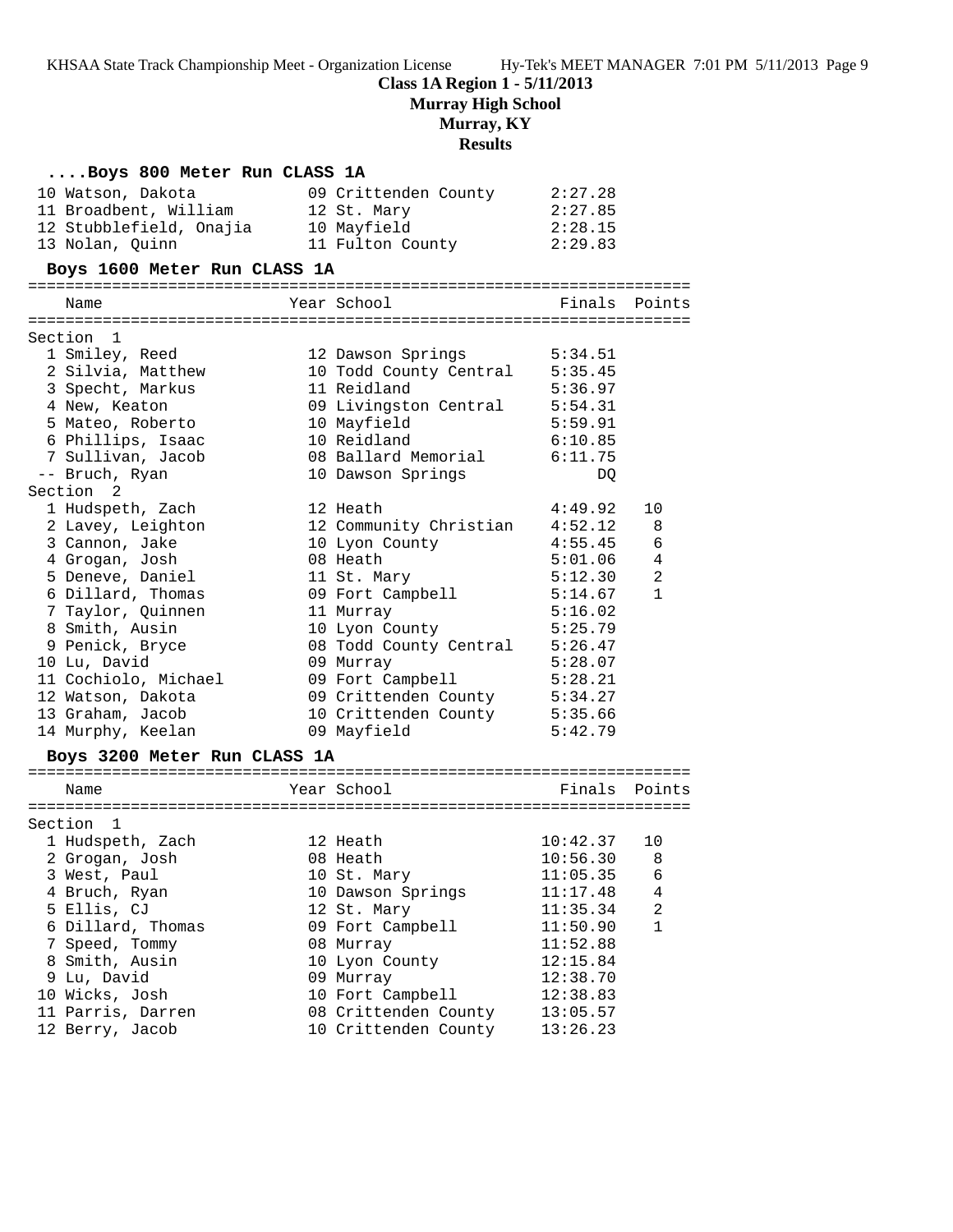**Class 1A Region 1 - 5/11/2013**
**Murray High School**
**Murray, KY**
**Results**

### ....Boys 800 Meter Run CLASS 1A

| Name | Year | School | Finals |
|---|---|---|---|
| 10 Watson, Dakota | 09 | Crittenden County | 2:27.28 |
| 11 Broadbent, William | 12 | St. Mary | 2:27.85 |
| 12 Stubblefield, Onajia | 10 | Mayfield | 2:28.15 |
| 13 Nolan, Quinn | 11 | Fulton County | 2:29.83 |

### Boys 1600 Meter Run CLASS 1A

| Name | Year | School | Finals | Points |
|---|---|---|---|---|
| **Section 1** | | | | |
| 1 Smiley, Reed | 12 | Dawson Springs | 5:34.51 | |
| 2 Silvia, Matthew | 10 | Todd County Central | 5:35.45 | |
| 3 Specht, Markus | 11 | Reidland | 5:36.97 | |
| 4 New, Keaton | 09 | Livingston Central | 5:54.31 | |
| 5 Mateo, Roberto | 10 | Mayfield | 5:59.91 | |
| 6 Phillips, Isaac | 10 | Reidland | 6:10.85 | |
| 7 Sullivan, Jacob | 08 | Ballard Memorial | 6:11.75 | |
| -- Bruch, Ryan | 10 | Dawson Springs | DQ | |
| **Section 2** | | | | |
| 1 Hudspeth, Zach | 12 | Heath | 4:49.92 | 10 |
| 2 Lavey, Leighton | 12 | Community Christian | 4:52.12 | 8 |
| 3 Cannon, Jake | 10 | Lyon County | 4:55.45 | 6 |
| 4 Grogan, Josh | 08 | Heath | 5:01.06 | 4 |
| 5 Deneve, Daniel | 11 | St. Mary | 5:12.30 | 2 |
| 6 Dillard, Thomas | 09 | Fort Campbell | 5:14.67 | 1 |
| 7 Taylor, Quinnen | 11 | Murray | 5:16.02 | |
| 8 Smith, Ausin | 10 | Lyon County | 5:25.79 | |
| 9 Penick, Bryce | 08 | Todd County Central | 5:26.47 | |
| 10 Lu, David | 09 | Murray | 5:28.07 | |
| 11 Cochiolo, Michael | 09 | Fort Campbell | 5:28.21 | |
| 12 Watson, Dakota | 09 | Crittenden County | 5:34.27 | |
| 13 Graham, Jacob | 10 | Crittenden County | 5:35.66 | |
| 14 Murphy, Keelan | 09 | Mayfield | 5:42.79 | |

### Boys 3200 Meter Run CLASS 1A

| Name | Year | School | Finals | Points |
|---|---|---|---|---|
| **Section 1** | | | | |
| 1 Hudspeth, Zach | 12 | Heath | 10:42.37 | 10 |
| 2 Grogan, Josh | 08 | Heath | 10:56.30 | 8 |
| 3 West, Paul | 10 | St. Mary | 11:05.35 | 6 |
| 4 Bruch, Ryan | 10 | Dawson Springs | 11:17.48 | 4 |
| 5 Ellis, CJ | 12 | St. Mary | 11:35.34 | 2 |
| 6 Dillard, Thomas | 09 | Fort Campbell | 11:50.90 | 1 |
| 7 Speed, Tommy | 08 | Murray | 11:52.88 | |
| 8 Smith, Ausin | 10 | Lyon County | 12:15.84 | |
| 9 Lu, David | 09 | Murray | 12:38.70 | |
| 10 Wicks, Josh | 10 | Fort Campbell | 12:38.83 | |
| 11 Parris, Darren | 08 | Crittenden County | 13:05.57 | |
| 12 Berry, Jacob | 10 | Crittenden County | 13:26.23 | |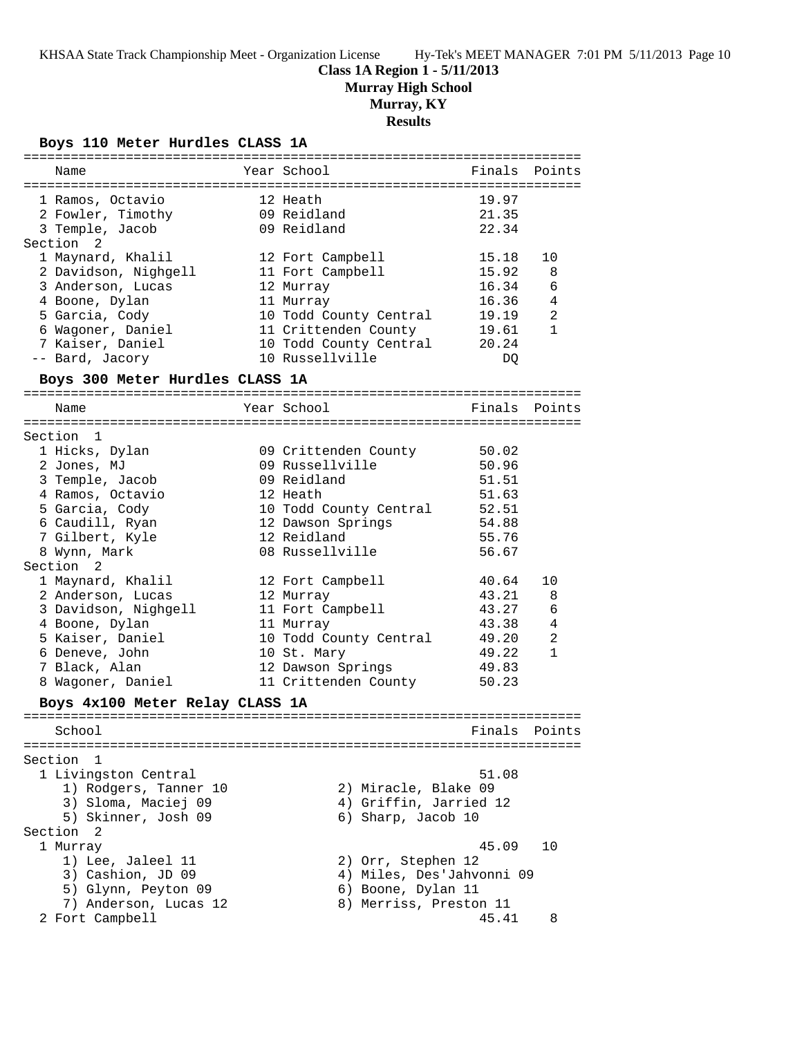**Class 1A Region 1 - 5/11/2013**
**Murray High School**
**Murray, KY**
**Results**

### Boys 110 Meter Hurdles CLASS 1A

| Name | Year | School | Finals | Points |
|---|---|---|---|---|
| 1 Ramos, Octavio | 12 | Heath | 19.97 | |
| 2 Fowler, Timothy | 09 | Reidland | 21.35 | |
| 3 Temple, Jacob | 09 | Reidland | 22.34 | |
| **Section 2** | | | | |
| 1 Maynard, Khalil | 12 | Fort Campbell | 15.18 | 10 |
| 2 Davidson, Nighgell | 11 | Fort Campbell | 15.92 | 8 |
| 3 Anderson, Lucas | 12 | Murray | 16.34 | 6 |
| 4 Boone, Dylan | 11 | Murray | 16.36 | 4 |
| 5 Garcia, Cody | 10 | Todd County Central | 19.19 | 2 |
| 6 Wagoner, Daniel | 11 | Crittenden County | 19.61 | 1 |
| 7 Kaiser, Daniel | 10 | Todd County Central | 20.24 | |
| -- Bard, Jacory | 10 | Russellville | DQ | |

### Boys 300 Meter Hurdles CLASS 1A

| Name | Year | School | Finals | Points |
|---|---|---|---|---|
| **Section 1** | | | | |
| 1 Hicks, Dylan | 09 | Crittenden County | 50.02 | |
| 2 Jones, MJ | 09 | Russellville | 50.96 | |
| 3 Temple, Jacob | 09 | Reidland | 51.51 | |
| 4 Ramos, Octavio | 12 | Heath | 51.63 | |
| 5 Garcia, Cody | 10 | Todd County Central | 52.51 | |
| 6 Caudill, Ryan | 12 | Dawson Springs | 54.88 | |
| 7 Gilbert, Kyle | 12 | Reidland | 55.76 | |
| 8 Wynn, Mark | 08 | Russellville | 56.67 | |
| **Section 2** | | | | |
| 1 Maynard, Khalil | 12 | Fort Campbell | 40.64 | 10 |
| 2 Anderson, Lucas | 12 | Murray | 43.21 | 8 |
| 3 Davidson, Nighgell | 11 | Fort Campbell | 43.27 | 6 |
| 4 Boone, Dylan | 11 | Murray | 43.38 | 4 |
| 5 Kaiser, Daniel | 10 | Todd County Central | 49.20 | 2 |
| 6 Deneve, John | 10 | St. Mary | 49.22 | 1 |
| 7 Black, Alan | 12 | Dawson Springs | 49.83 | |
| 8 Wagoner, Daniel | 11 | Crittenden County | 50.23 | |

### Boys 4x100 Meter Relay CLASS 1A

| School | Finals | Points |
|---|---|---|
| **Section 1** | | |
| 1 Livingston Central | 51.08 | |
| 1) Rodgers, Tanner 10; 2) Miracle, Blake 09; 3) Sloma, Maciej 09; 4) Griffin, Jarried 12; 5) Skinner, Josh 09; 6) Sharp, Jacob 10 | | |
| **Section 2** | | |
| 1 Murray | 45.09 | 10 |
| 1) Lee, Jaleel 11; 2) Orr, Stephen 12; 3) Cashion, JD 09; 4) Miles, Des'Jahvonni 09; 5) Glynn, Peyton 09; 6) Boone, Dylan 11; 7) Anderson, Lucas 12; 8) Merriss, Preston 11 | | |
| 2 Fort Campbell | 45.41 | 8 |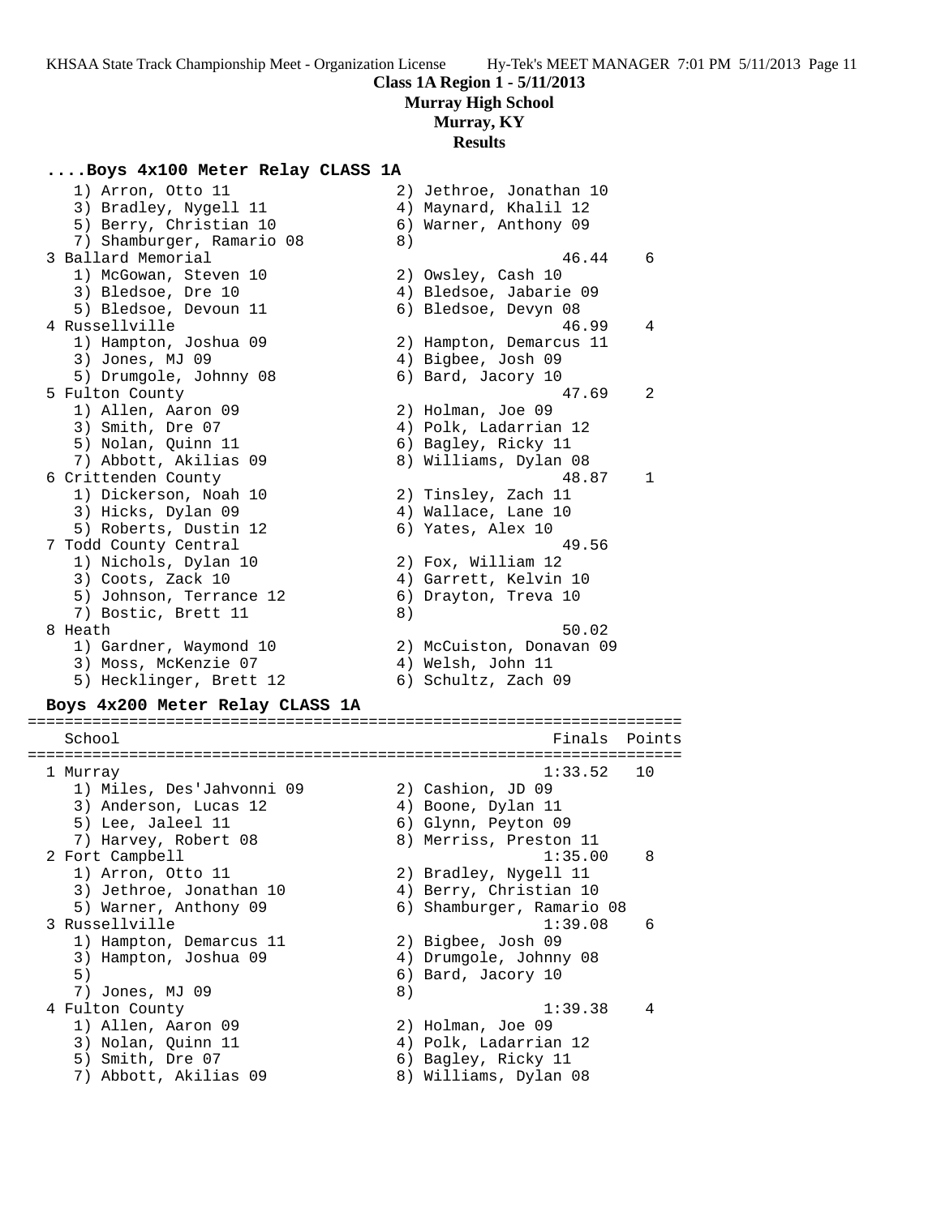**Class 1A Region 1 - 5/11/2013**
**Murray High School**
**Murray, KY**
**Results**

### ....Boys 4x100 Meter Relay CLASS 1A

```
   1) Arron, Otto 11                  2) Jethroe, Jonathan 10
   3) Bradley, Nygell 11              4) Maynard, Khalil 12
   5) Berry, Christian 10             6) Warner, Anthony 09
   7) Shamburger, Ramario 08          8)
 3 Ballard Memorial                                46.44    6
   1) McGowan, Steven 10              2) Owsley, Cash 10
   3) Bledsoe, Dre 10                 4) Bledsoe, Jabarie 09
   5) Bledsoe, Devoun 11              6) Bledsoe, Devyn 08
 4 Russellville                                    46.99    4
   1) Hampton, Joshua 09              2) Hampton, Demarcus 11
   3) Jones, MJ 09                    4) Bigbee, Josh 09
   5) Drumgole, Johnny 08             6) Bard, Jacory 10
 5 Fulton County                                   47.69    2
   1) Allen, Aaron 09                 2) Holman, Joe 09
   3) Smith, Dre 07                   4) Polk, Ladarrian 12
   5) Nolan, Quinn 11                 6) Bagley, Ricky 11
   7) Abbott, Akilias 09              8) Williams, Dylan 08
 6 Crittenden County                               48.87    1
   1) Dickerson, Noah 10              2) Tinsley, Zach 11
   3) Hicks, Dylan 09                 4) Wallace, Lane 10
   5) Roberts, Dustin 12              6) Yates, Alex 10
 7 Todd County Central                             49.56
   1) Nichols, Dylan 10               2) Fox, William 12
   3) Coots, Zack 10                  4) Garrett, Kelvin 10
   5) Johnson, Terrance 12            6) Drayton, Treva 10
   7) Bostic, Brett 11                8)
 8 Heath                                           50.02
   1) Gardner, Waymond 10             2) McCuiston, Donavan 09
   3) Moss, McKenzie 07               4) Welsh, John 11
   5) Hecklinger, Brett 12            6) Schultz, Zach 09
```

### Boys 4x200 Meter Relay CLASS 1A

```
=======================================================================
   School                                            Finals  Points
=======================================================================
 1 Murray                                          1:33.52   10
   1) Miles, Des'Jahvonni 09          2) Cashion, JD 09
   3) Anderson, Lucas 12              4) Boone, Dylan 11
   5) Lee, Jaleel 11                  6) Glynn, Peyton 09
   7) Harvey, Robert 08               8) Merriss, Preston 11
 2 Fort Campbell                                   1:35.00    8
   1) Arron, Otto 11                  2) Bradley, Nygell 11
   3) Jethroe, Jonathan 10            4) Berry, Christian 10
   5) Warner, Anthony 09              6) Shamburger, Ramario 08
 3 Russellville                                    1:39.08    6
   1) Hampton, Demarcus 11            2) Bigbee, Josh 09
   3) Hampton, Joshua 09              4) Drumgole, Johnny 08
   5)                                 6) Bard, Jacory 10
   7) Jones, MJ 09                    8)
 4 Fulton County                                   1:39.38    4
   1) Allen, Aaron 09                 2) Holman, Joe 09
   3) Nolan, Quinn 11                 4) Polk, Ladarrian 12
   5) Smith, Dre 07                   6) Bagley, Ricky 11
   7) Abbott, Akilias 09              8) Williams, Dylan 08
```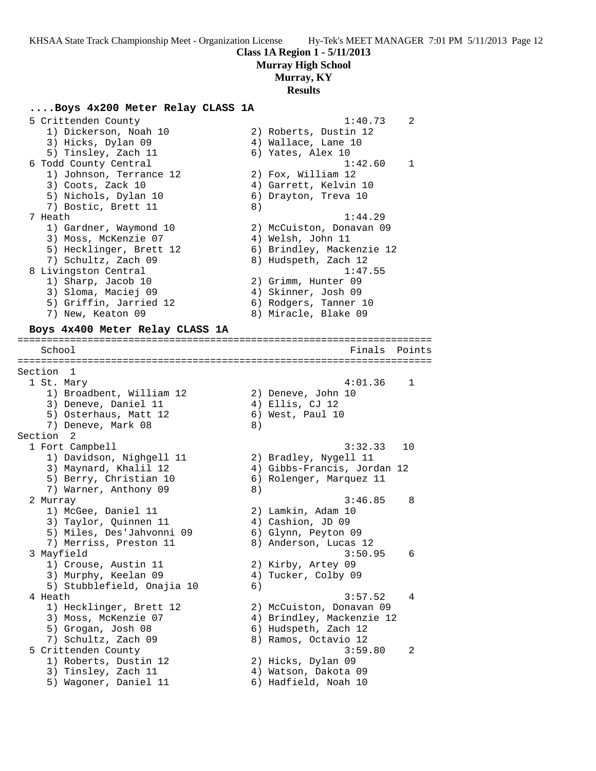**Class 1A Region 1 - 5/11/2013**
**Murray High School**
**Murray, KY**
**Results**

### ....Boys 4x200 Meter Relay CLASS 1A

```
  5 Crittenden County                                   1:40.73    2
     1) Dickerson, Noah 10              2) Roberts, Dustin 12
     3) Hicks, Dylan 09                 4) Wallace, Lane 10
     5) Tinsley, Zach 11                6) Yates, Alex 10
  6 Todd County Central                                 1:42.60    1
     1) Johnson, Terrance 12            2) Fox, William 12
     3) Coots, Zack 10                  4) Garrett, Kelvin 10
     5) Nichols, Dylan 10               6) Drayton, Treva 10
     7) Bostic, Brett 11                8)
  7 Heath                                               1:44.29
     1) Gardner, Waymond 10             2) McCuiston, Donavan 09
     3) Moss, McKenzie 07               4) Welsh, John 11
     5) Hecklinger, Brett 12            6) Brindley, Mackenzie 12
     7) Schultz, Zach 09                8) Hudspeth, Zach 12
  8 Livingston Central                                  1:47.55
     1) Sharp, Jacob 10                 2) Grimm, Hunter 09
     3) Sloma, Maciej 09                4) Skinner, Josh 09
     5) Griffin, Jarried 12             6) Rodgers, Tanner 10
     7) New, Keaton 09                  8) Miracle, Blake 09
```

### Boys 4x400 Meter Relay CLASS 1A

```
=======================================================================
    School                                               Finals  Points
=======================================================================
Section  1
  1 St. Mary                                            4:01.36    1
     1) Broadbent, William 12           2) Deneve, John 10
     3) Deneve, Daniel 11               4) Ellis, CJ 12
     5) Osterhaus, Matt 12              6) West, Paul 10
     7) Deneve, Mark 08                 8)
Section  2
  1 Fort Campbell                                       3:32.33   10
     1) Davidson, Nighgell 11           2) Bradley, Nygell 11
     3) Maynard, Khalil 12              4) Gibbs-Francis, Jordan 12
     5) Berry, Christian 10             6) Rolenger, Marquez 11
     7) Warner, Anthony 09              8)
  2 Murray                                              3:46.85    8
     1) McGee, Daniel 11                2) Lamkin, Adam 10
     3) Taylor, Quinnen 11              4) Cashion, JD 09
     5) Miles, Des'Jahvonni 09          6) Glynn, Peyton 09
     7) Merriss, Preston 11             8) Anderson, Lucas 12
  3 Mayfield                                            3:50.95    6
     1) Crouse, Austin 11               2) Kirby, Artey 09
     3) Murphy, Keelan 09               4) Tucker, Colby 09
     5) Stubblefield, Onajia 10         6)
  4 Heath                                               3:57.52    4
     1) Hecklinger, Brett 12            2) McCuiston, Donavan 09
     3) Moss, McKenzie 07               4) Brindley, Mackenzie 12
     5) Grogan, Josh 08                 6) Hudspeth, Zach 12
     7) Schultz, Zach 09                8) Ramos, Octavio 12
  5 Crittenden County                                   3:59.80    2
     1) Roberts, Dustin 12              2) Hicks, Dylan 09
     3) Tinsley, Zach 11                4) Watson, Dakota 09
     5) Wagoner, Daniel 11              6) Hadfield, Noah 10
```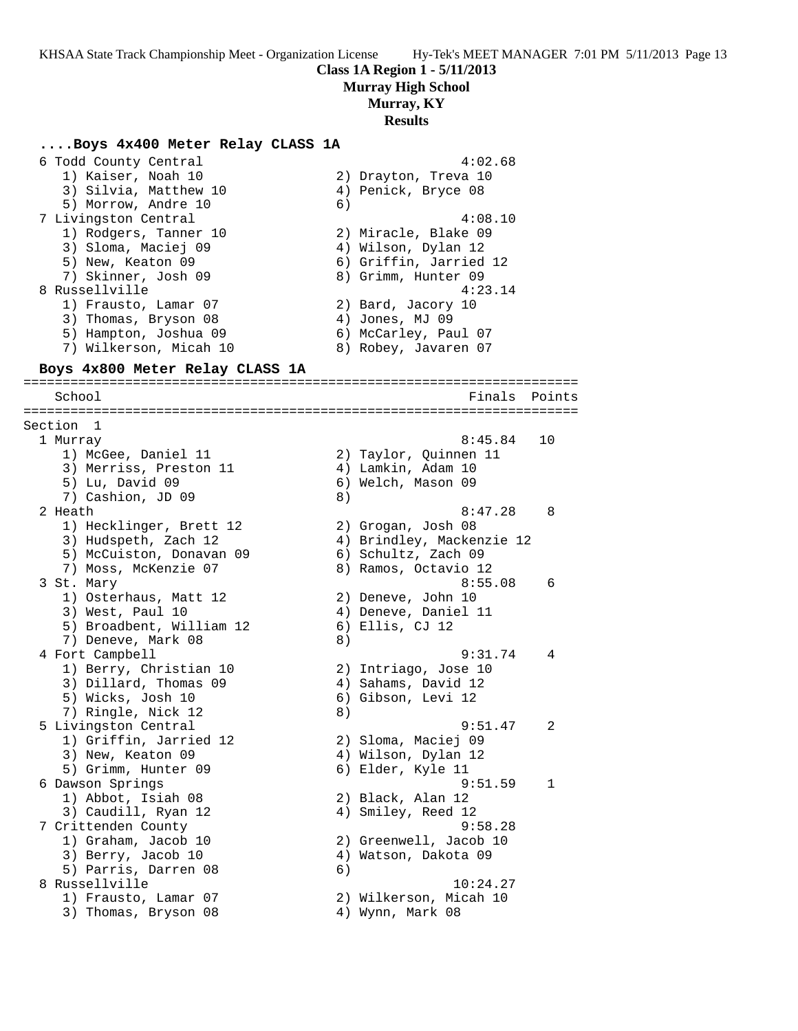Class 1A Region 1 - 5/11/2013
Murray High School
Murray, KY
Results

### ....Boys 4x400 Meter Relay CLASS 1A

```
  6 Todd County Central                                 4:02.68
     1) Kaiser, Noah 10                2) Drayton, Treva 10
     3) Silvia, Matthew 10             4) Penick, Bryce 08
     5) Morrow, Andre 10               6)
  7 Livingston Central                                  4:08.10
     1) Rodgers, Tanner 10             2) Miracle, Blake 09
     3) Sloma, Maciej 09               4) Wilson, Dylan 12
     5) New, Keaton 09                 6) Griffin, Jarried 12
     7) Skinner, Josh 09               8) Grimm, Hunter 09
  8 Russellville                                        4:23.14
     1) Frausto, Lamar 07              2) Bard, Jacory 10
     3) Thomas, Bryson 08              4) Jones, MJ 09
     5) Hampton, Joshua 09             6) McCarley, Paul 07
     7) Wilkerson, Micah 10            8) Robey, Javaren 07
```

### Boys 4x800 Meter Relay CLASS 1A

```
=======================================================================
    School                                               Finals  Points
=======================================================================
Section  1
  1 Murray                                              8:45.84   10
     1) McGee, Daniel 11               2) Taylor, Quinnen 11
     3) Merriss, Preston 11            4) Lamkin, Adam 10
     5) Lu, David 09                   6) Welch, Mason 09
     7) Cashion, JD 09                 8)
  2 Heath                                               8:47.28    8
     1) Hecklinger, Brett 12           2) Grogan, Josh 08
     3) Hudspeth, Zach 12              4) Brindley, Mackenzie 12
     5) McCuiston, Donavan 09          6) Schultz, Zach 09
     7) Moss, McKenzie 07              8) Ramos, Octavio 12
  3 St. Mary                                            8:55.08    6
     1) Osterhaus, Matt 12             2) Deneve, John 10
     3) West, Paul 10                  4) Deneve, Daniel 11
     5) Broadbent, William 12          6) Ellis, CJ 12
     7) Deneve, Mark 08                8)
  4 Fort Campbell                                       9:31.74    4
     1) Berry, Christian 10            2) Intriago, Jose 10
     3) Dillard, Thomas 09             4) Sahams, David 12
     5) Wicks, Josh 10                 6) Gibson, Levi 12
     7) Ringle, Nick 12                8)
  5 Livingston Central                                  9:51.47    2
     1) Griffin, Jarried 12            2) Sloma, Maciej 09
     3) New, Keaton 09                 4) Wilson, Dylan 12
     5) Grimm, Hunter 09               6) Elder, Kyle 11
  6 Dawson Springs                                      9:51.59    1
     1) Abbot, Isiah 08                2) Black, Alan 12
     3) Caudill, Ryan 12               4) Smiley, Reed 12
  7 Crittenden County                                   9:58.28
     1) Graham, Jacob 10               2) Greenwell, Jacob 10
     3) Berry, Jacob 10                4) Watson, Dakota 09
     5) Parris, Darren 08              6)
  8 Russellville                                       10:24.27
     1) Frausto, Lamar 07              2) Wilkerson, Micah 10
     3) Thomas, Bryson 08              4) Wynn, Mark 08
```